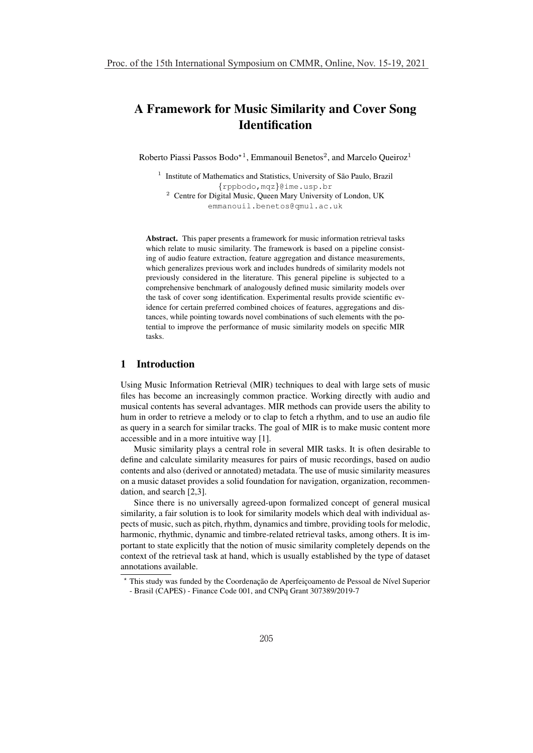# A Framework for Music Similarity and Cover Song Identification

Roberto Piassi Passos Bodo*[1], Emmanouil Benetos[2], and Marcelo Queiroz[1]

[1] Institute of Mathematics and Statistics, University of São Paulo, Brazil
{rppbodo,mqz}@ime.usp.br

[2] Centre for Digital Music, Queen Mary University of London, UK
emmanouil.benetos@qmul.ac.uk

**Abstract.** This paper presents a framework for music information retrieval tasks which relate to music similarity. The framework is based on a pipeline consisting of audio feature extraction, feature aggregation and distance measurements, which generalizes previous work and includes hundreds of similarity models not previously considered in the literature. This general pipeline is subjected to a comprehensive benchmark of analogously defined music similarity models over the task of cover song identification. Experimental results provide scientific evidence for certain preferred combined choices of features, aggregations and distances, while pointing towards novel combinations of such elements with the potential to improve the performance of music similarity models on specific MIR tasks.

## 1 Introduction

Using Music Information Retrieval (MIR) techniques to deal with large sets of music files has become an increasingly common practice. Working directly with audio and musical contents has several advantages. MIR methods can provide users the ability to hum in order to retrieve a melody or to clap to fetch a rhythm, and to use an audio file as query in a search for similar tracks. The goal of MIR is to make music content more accessible and in a more intuitive way [1].

Music similarity plays a central role in several MIR tasks. It is often desirable to define and calculate similarity measures for pairs of music recordings, based on audio contents and also (derived or annotated) metadata. The use of music similarity measures on a music dataset provides a solid foundation for navigation, organization, recommendation, and search [2,3].

Since there is no universally agreed-upon formalized concept of general musical similarity, a fair solution is to look for similarity models which deal with individual aspects of music, such as pitch, rhythm, dynamics and timbre, providing tools for melodic, harmonic, rhythmic, dynamic and timbre-related retrieval tasks, among others. It is important to state explicitly that the notion of music similarity completely depends on the context of the retrieval task at hand, which is usually established by the type of dataset annotations available.

* This study was funded by the Coordenação de Aperfeiçoamento de Pessoal de Nível Superior - Brasil (CAPES) - Finance Code 001, and CNPq Grant 307389/2019-7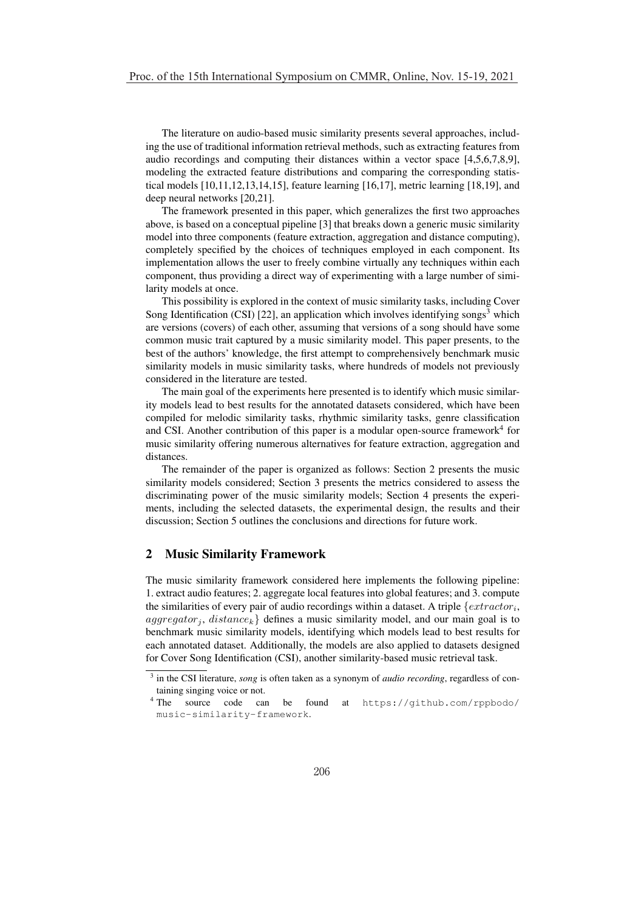The literature on audio-based music similarity presents several approaches, including the use of traditional information retrieval methods, such as extracting features from audio recordings and computing their distances within a vector space [4,5,6,7,8,9], modeling the extracted feature distributions and comparing the corresponding statistical models [10,11,12,13,14,15], feature learning [16,17], metric learning [18,19], and deep neural networks [20,21].

The framework presented in this paper, which generalizes the first two approaches above, is based on a conceptual pipeline [3] that breaks down a generic music similarity model into three components (feature extraction, aggregation and distance computing), completely specified by the choices of techniques employed in each component. Its implementation allows the user to freely combine virtually any techniques within each component, thus providing a direct way of experimenting with a large number of similarity models at once.

This possibility is explored in the context of music similarity tasks, including Cover Song Identification (CSI) [22], an application which involves identifying songs[3] which are versions (covers) of each other, assuming that versions of a song should have some common music trait captured by a music similarity model. This paper presents, to the best of the authors' knowledge, the first attempt to comprehensively benchmark music similarity models in music similarity tasks, where hundreds of models not previously considered in the literature are tested.

The main goal of the experiments here presented is to identify which music similarity models lead to best results for the annotated datasets considered, which have been compiled for melodic similarity tasks, rhythmic similarity tasks, genre classification and CSI. Another contribution of this paper is a modular open-source framework[4] for music similarity offering numerous alternatives for feature extraction, aggregation and distances.

The remainder of the paper is organized as follows: Section 2 presents the music similarity models considered; Section 3 presents the metrics considered to assess the discriminating power of the music similarity models; Section 4 presents the experiments, including the selected datasets, the experimental design, the results and their discussion; Section 5 outlines the conclusions and directions for future work.

## 2 Music Similarity Framework

The music similarity framework considered here implements the following pipeline: 1. extract audio features; 2. aggregate local features into global features; and 3. compute the similarities of every pair of audio recordings within a dataset. A triple $\{extractor_i, aggregator_j, distance_k\}$ defines a music similarity model, and our main goal is to benchmark music similarity models, identifying which models lead to best results for each annotated dataset. Additionally, the models are also applied to datasets designed for Cover Song Identification (CSI), another similarity-based music retrieval task.

---

[3] in the CSI literature, *song* is often taken as a synonym of *audio recording*, regardless of containing singing voice or not.

[4] The source code can be found at https://github.com/rppbodo/music-similarity-framework.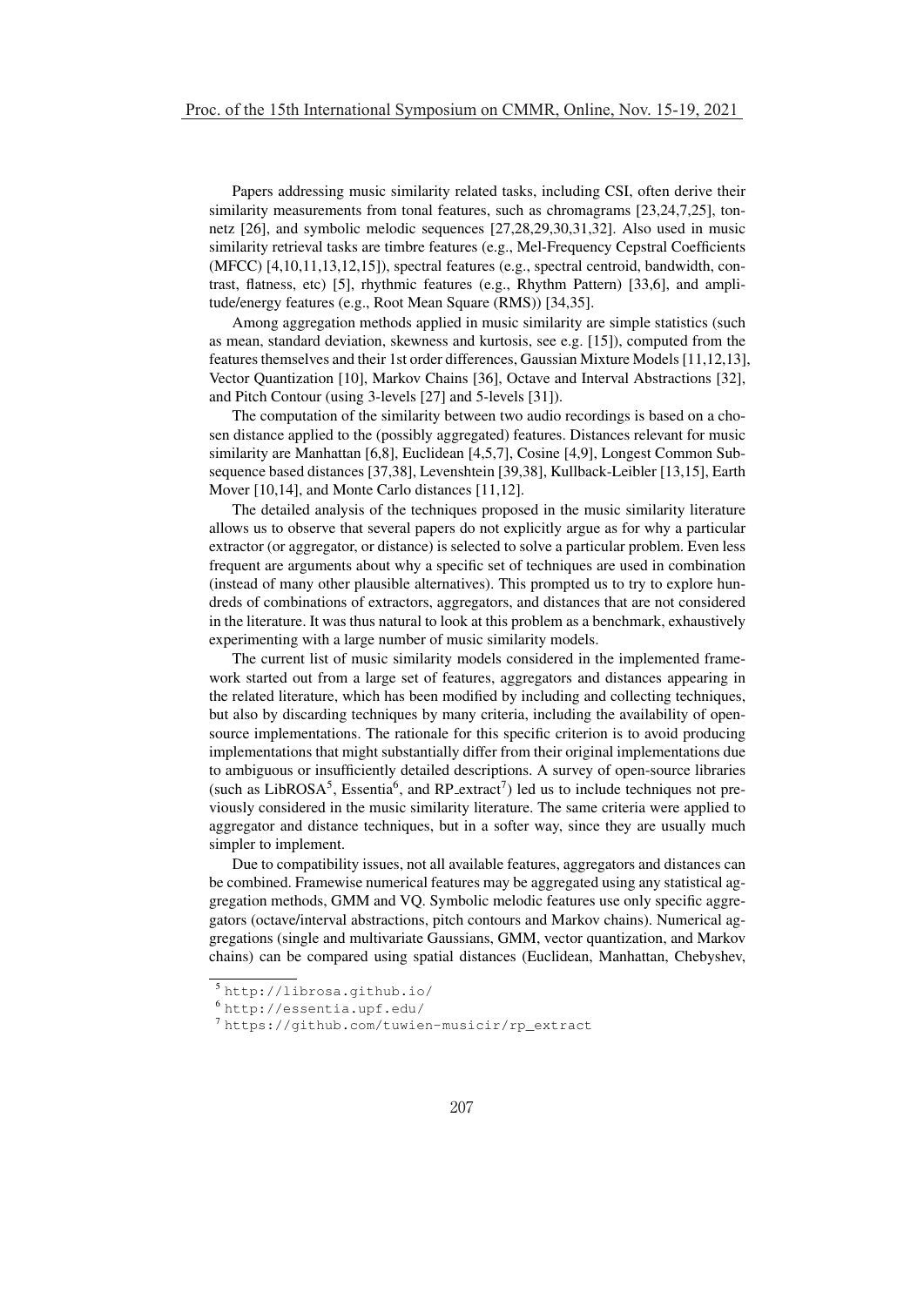Papers addressing music similarity related tasks, including CSI, often derive their similarity measurements from tonal features, such as chromagrams [23,24,7,25], tonnetz [26], and symbolic melodic sequences [27,28,29,30,31,32]. Also used in music similarity retrieval tasks are timbre features (e.g., Mel-Frequency Cepstral Coefficients (MFCC) [4,10,11,13,12,15]), spectral features (e.g., spectral centroid, bandwidth, contrast, flatness, etc) [5], rhythmic features (e.g., Rhythm Pattern) [33,6], and amplitude/energy features (e.g., Root Mean Square (RMS)) [34,35].

Among aggregation methods applied in music similarity are simple statistics (such as mean, standard deviation, skewness and kurtosis, see e.g. [15]), computed from the features themselves and their 1st order differences, Gaussian Mixture Models [11,12,13], Vector Quantization [10], Markov Chains [36], Octave and Interval Abstractions [32], and Pitch Contour (using 3-levels [27] and 5-levels [31]).

The computation of the similarity between two audio recordings is based on a chosen distance applied to the (possibly aggregated) features. Distances relevant for music similarity are Manhattan [6,8], Euclidean [4,5,7], Cosine [4,9], Longest Common Subsequence based distances [37,38], Levenshtein [39,38], Kullback-Leibler [13,15], Earth Mover [10,14], and Monte Carlo distances [11,12].

The detailed analysis of the techniques proposed in the music similarity literature allows us to observe that several papers do not explicitly argue as for why a particular extractor (or aggregator, or distance) is selected to solve a particular problem. Even less frequent are arguments about why a specific set of techniques are used in combination (instead of many other plausible alternatives). This prompted us to try to explore hundreds of combinations of extractors, aggregators, and distances that are not considered in the literature. It was thus natural to look at this problem as a benchmark, exhaustively experimenting with a large number of music similarity models.

The current list of music similarity models considered in the implemented framework started out from a large set of features, aggregators and distances appearing in the related literature, which has been modified by including and collecting techniques, but also by discarding techniques by many criteria, including the availability of open-source implementations. The rationale for this specific criterion is to avoid producing implementations that might substantially differ from their original implementations due to ambiguous or insufficiently detailed descriptions. A survey of open-source libraries (such as LibROSA[5], Essentia[6], and RP_extract[7]) led us to include techniques not previously considered in the music similarity literature. The same criteria were applied to aggregator and distance techniques, but in a softer way, since they are usually much simpler to implement.

Due to compatibility issues, not all available features, aggregators and distances can be combined. Framewise numerical features may be aggregated using any statistical aggregation methods, GMM and VQ. Symbolic melodic features use only specific aggregators (octave/interval abstractions, pitch contours and Markov chains). Numerical aggregations (single and multivariate Gaussians, GMM, vector quantization, and Markov chains) can be compared using spatial distances (Euclidean, Manhattan, Chebyshev,

[5] http://librosa.github.io/

[6] http://essentia.upf.edu/

[7] https://github.com/tuwien-musicir/rp_extract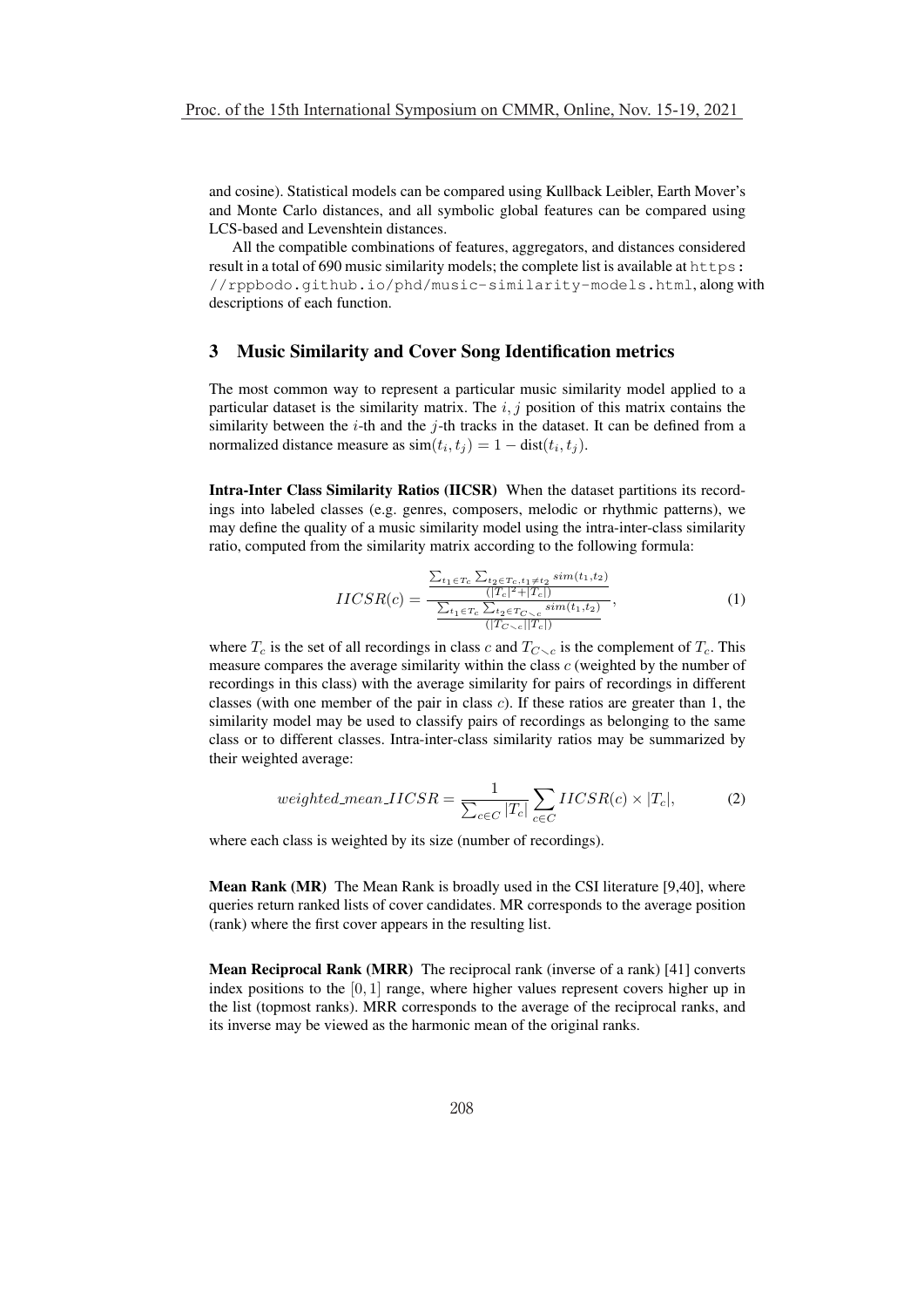and cosine). Statistical models can be compared using Kullback Leibler, Earth Mover's and Monte Carlo distances, and all symbolic global features can be compared using LCS-based and Levenshtein distances.

All the compatible combinations of features, aggregators, and distances considered result in a total of 690 music similarity models; the complete list is available at https://rppbodo.github.io/phd/music-similarity-models.html, along with descriptions of each function.

## 3 Music Similarity and Cover Song Identification metrics

The most common way to represent a particular music similarity model applied to a particular dataset is the similarity matrix. The $i, j$ position of this matrix contains the similarity between the $i$-th and the $j$-th tracks in the dataset. It can be defined from a normalized distance measure as $\text{sim}(t_i, t_j) = 1 - \text{dist}(t_i, t_j)$.

**Intra-Inter Class Similarity Ratios (IICSR)** When the dataset partitions its recordings into labeled classes (e.g. genres, composers, melodic or rhythmic patterns), we may define the quality of a music similarity model using the intra-inter-class similarity ratio, computed from the similarity matrix according to the following formula:

$$IICSR(c) = \frac{\frac{\sum_{t_1 \in T_c} \sum_{t_2 \in T_c, t_1 \neq t_2} sim(t_1,t_2)}{(|T_c|^2 + |T_c|)}}{\frac{\sum_{t_1 \in T_c} \sum_{t_2 \in T_{C \setminus c}} sim(t_1,t_2)}{(|T_{C \setminus c}||T_c|)}}, \tag{1}$$

where $T_c$ is the set of all recordings in class $c$ and $T_{C \setminus c}$ is the complement of $T_c$. This measure compares the average similarity within the class $c$ (weighted by the number of recordings in this class) with the average similarity for pairs of recordings in different classes (with one member of the pair in class $c$). If these ratios are greater than 1, the similarity model may be used to classify pairs of recordings as belonging to the same class or to different classes. Intra-inter-class similarity ratios may be summarized by their weighted average:

$$weighted\_mean\_IICSR = \frac{1}{\sum_{c \in C} |T_c|} \sum_{c \in C} IICSR(c) \times |T_c|, \tag{2}$$

where each class is weighted by its size (number of recordings).

**Mean Rank (MR)** The Mean Rank is broadly used in the CSI literature [9,40], where queries return ranked lists of cover candidates. MR corresponds to the average position (rank) where the first cover appears in the resulting list.

**Mean Reciprocal Rank (MRR)** The reciprocal rank (inverse of a rank) [41] converts index positions to the $[0, 1]$ range, where higher values represent covers higher up in the list (topmost ranks). MRR corresponds to the average of the reciprocal ranks, and its inverse may be viewed as the harmonic mean of the original ranks.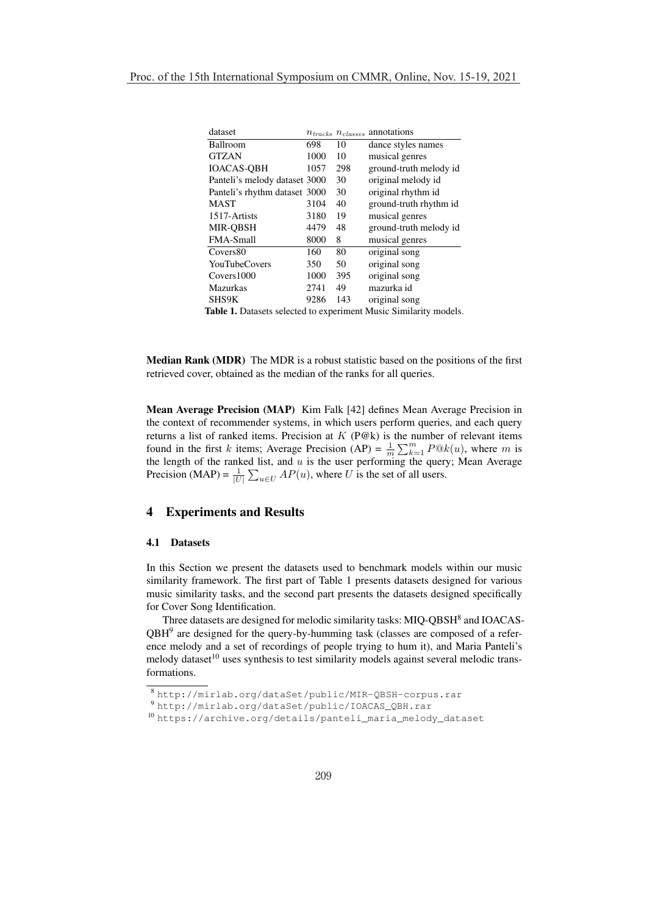| dataset | $n_{tracks}$ | $n_{classes}$ | annotations |
|---|---|---|---|
| Ballroom | 698 | 10 | dance styles names |
| GTZAN | 1000 | 10 | musical genres |
| IOACAS-QBH | 1057 | 298 | ground-truth melody id |
| Panteli's melody dataset | 3000 | 30 | original melody id |
| Panteli's rhythm dataset | 3000 | 30 | original rhythm id |
| MAST | 3104 | 40 | ground-truth rhythm id |
| 1517-Artists | 3180 | 19 | musical genres |
| MIR-QBSH | 4479 | 48 | ground-truth melody id |
| FMA-Small | 8000 | 8 | musical genres |
| Covers80 | 160 | 80 | original song |
| YouTubeCovers | 350 | 50 | original song |
| Covers1000 | 1000 | 395 | original song |
| Mazurkas | 2741 | 49 | mazurka id |
| SHS9K | 9286 | 143 | original song |

**Table 1.** Datasets selected to experiment Music Similarity models.

**Median Rank (MDR)** The MDR is a robust statistic based on the positions of the first retrieved cover, obtained as the median of the ranks for all queries.

**Mean Average Precision (MAP)** Kim Falk [42] defines Mean Average Precision in the context of recommender systems, in which users perform queries, and each query returns a list of ranked items. Precision at $K$ (P@k) is the number of relevant items found in the first $k$ items; Average Precision (AP) = $\frac{1}{m}\sum_{k=1}^{m} P@k(u)$, where $m$ is the length of the ranked list, and $u$ is the user performing the query; Mean Average Precision (MAP) = $\frac{1}{|U|}\sum_{u \in U} AP(u)$, where $U$ is the set of all users.

## 4 Experiments and Results

### 4.1 Datasets

In this Section we present the datasets used to benchmark models within our music similarity framework. The first part of Table 1 presents datasets designed for various music similarity tasks, and the second part presents the datasets designed specifically for Cover Song Identification.

Three datasets are designed for melodic similarity tasks: MIQ-QBSH[8] and IOACAS-QBH[9] are designed for the query-by-humming task (classes are composed of a reference melody and a set of recordings of people trying to hum it), and Maria Panteli's melody dataset[10] uses synthesis to test similarity models against several melodic transformations.

[8] http://mirlab.org/dataSet/public/MIR-QBSH-corpus.rar

[9] http://mirlab.org/dataSet/public/IOACAS_QBH.rar

[10] https://archive.org/details/panteli_maria_melody_dataset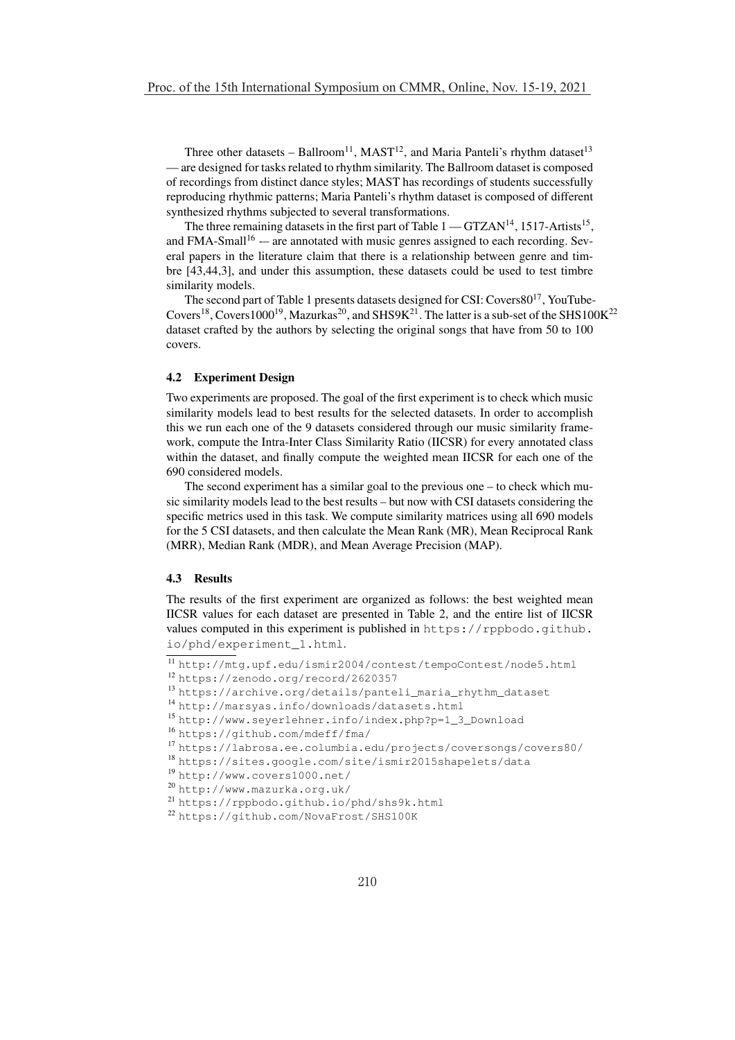Three other datasets – Ballroom[11], MAST[12], and Maria Panteli's rhythm dataset[13] — are designed for tasks related to rhythm similarity. The Ballroom dataset is composed of recordings from distinct dance styles; MAST has recordings of students successfully reproducing rhythmic patterns; Maria Panteli's rhythm dataset is composed of different synthesized rhythms subjected to several transformations.

The three remaining datasets in the first part of Table 1 — GTZAN[14], 1517-Artists[15], and FMA-Small[16] -– are annotated with music genres assigned to each recording. Several papers in the literature claim that there is a relationship between genre and timbre [43,44,3], and under this assumption, these datasets could be used to test timbre similarity models.

The second part of Table 1 presents datasets designed for CSI: Covers80[17], YouTube-Covers[18], Covers1000[19], Mazurkas[20], and SHS9K[21]. The latter is a sub-set of the SHS100K[22] dataset crafted by the authors by selecting the original songs that have from 50 to 100 covers.

### 4.2 Experiment Design

Two experiments are proposed. The goal of the first experiment is to check which music similarity models lead to best results for the selected datasets. In order to accomplish this we run each one of the 9 datasets considered through our music similarity framework, compute the Intra-Inter Class Similarity Ratio (IICSR) for every annotated class within the dataset, and finally compute the weighted mean IICSR for each one of the 690 considered models.

The second experiment has a similar goal to the previous one – to check which music similarity models lead to the best results – but now with CSI datasets considering the specific metrics used in this task. We compute similarity matrices using all 690 models for the 5 CSI datasets, and then calculate the Mean Rank (MR), Mean Reciprocal Rank (MRR), Median Rank (MDR), and Mean Average Precision (MAP).

### 4.3 Results

The results of the first experiment are organized as follows: the best weighted mean IICSR values for each dataset are presented in Table 2, and the entire list of IICSR values computed in this experiment is published in https://rppbodo.github.io/phd/experiment_1.html.

[11] http://mtg.upf.edu/ismir2004/contest/tempoContest/node5.html

[12] https://zenodo.org/record/2620357

[13] https://archive.org/details/panteli_maria_rhythm_dataset

[14] http://marsyas.info/downloads/datasets.html

[15] http://www.seyerlehner.info/index.php?p=1_3_Download

[16] https://github.com/mdeff/fma/

[17] https://labrosa.ee.columbia.edu/projects/coversongs/covers80/

[18] https://sites.google.com/site/ismir2015shapelets/data

[19] http://www.covers1000.net/

[20] http://www.mazurka.org.uk/

[21] https://rppbodo.github.io/phd/shs9k.html

[22] https://github.com/NovaFrost/SHS100K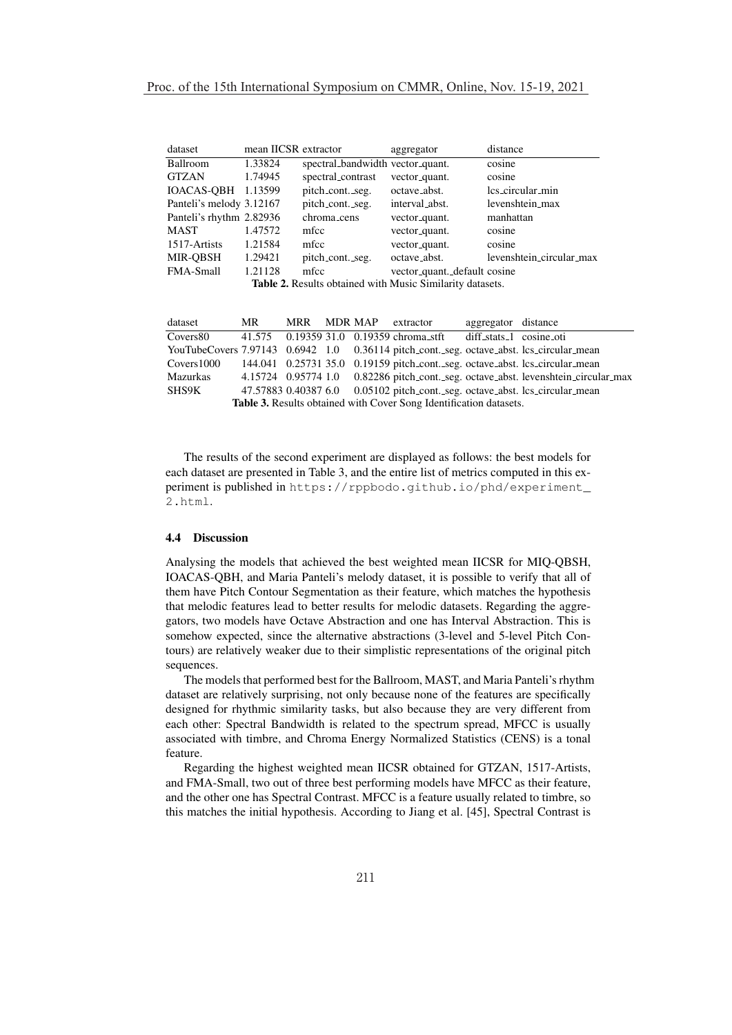| dataset | mean IICSR | extractor | aggregator | distance |
| --- | --- | --- | --- | --- |
| Ballroom | 1.33824 | spectral_bandwidth | vector_quant. | cosine |
| GTZAN | 1.74945 | spectral_contrast | vector_quant. | cosine |
| IOACAS-QBH | 1.13599 | pitch_cont._seg. | octave_abst. | lcs_circular_min |
| Panteli's melody | 3.12167 | pitch_cont._seg. | interval_abst. | levenshtein_max |
| Panteli's rhythm | 2.82936 | chroma_cens | vector_quant. | manhattan |
| MAST | 1.47572 | mfcc | vector_quant. | cosine |
| 1517-Artists | 1.21584 | mfcc | vector_quant. | cosine |
| MIR-QBSH | 1.29421 | pitch_cont._seg. | octave_abst. | levenshtein_circular_max |
| FMA-Small | 1.21128 | mfcc | vector_quant._default | cosine |

**Table 2.** Results obtained with Music Similarity datasets.

| dataset | MR | MRR | MDR | MAP | extractor | aggregator | distance |
| --- | --- | --- | --- | --- | --- | --- | --- |
| Covers80 | 41.575 | 0.19359 | 31.0 | 0.19359 | chroma_stft | diff_stats_1 | cosine_oti |
| YouTubeCovers | 7.97143 | 0.6942 | 1.0 | 0.36114 | pitch_cont._seg. | octave_abst. | lcs_circular_mean |
| Covers1000 | 144.041 | 0.25731 | 35.0 | 0.19159 | pitch_cont._seg. | octave_abst. | lcs_circular_mean |
| Mazurkas | 4.15724 | 0.95774 | 1.0 | 0.82286 | pitch_cont._seg. | octave_abst. | levenshtein_circular_max |
| SHS9K | 47.57883 | 0.40387 | 6.0 | 0.05102 | pitch_cont._seg. | octave_abst. | lcs_circular_mean |

**Table 3.** Results obtained with Cover Song Identification datasets.

The results of the second experiment are displayed as follows: the best models for each dataset are presented in Table 3, and the entire list of metrics computed in this experiment is published in https://rppbodo.github.io/phd/experiment_2.html.

### 4.4 Discussion

Analysing the models that achieved the best weighted mean IICSR for MIQ-QBSH, IOACAS-QBH, and Maria Panteli's melody dataset, it is possible to verify that all of them have Pitch Contour Segmentation as their feature, which matches the hypothesis that melodic features lead to better results for melodic datasets. Regarding the aggregators, two models have Octave Abstraction and one has Interval Abstraction. This is somehow expected, since the alternative abstractions (3-level and 5-level Pitch Contours) are relatively weaker due to their simplistic representations of the original pitch sequences.

The models that performed best for the Ballroom, MAST, and Maria Panteli's rhythm dataset are relatively surprising, not only because none of the features are specifically designed for rhythmic similarity tasks, but also because they are very different from each other: Spectral Bandwidth is related to the spectrum spread, MFCC is usually associated with timbre, and Chroma Energy Normalized Statistics (CENS) is a tonal feature.

Regarding the highest weighted mean IICSR obtained for GTZAN, 1517-Artists, and FMA-Small, two out of three best performing models have MFCC as their feature, and the other one has Spectral Contrast. MFCC is a feature usually related to timbre, so this matches the initial hypothesis. According to Jiang et al. [45], Spectral Contrast is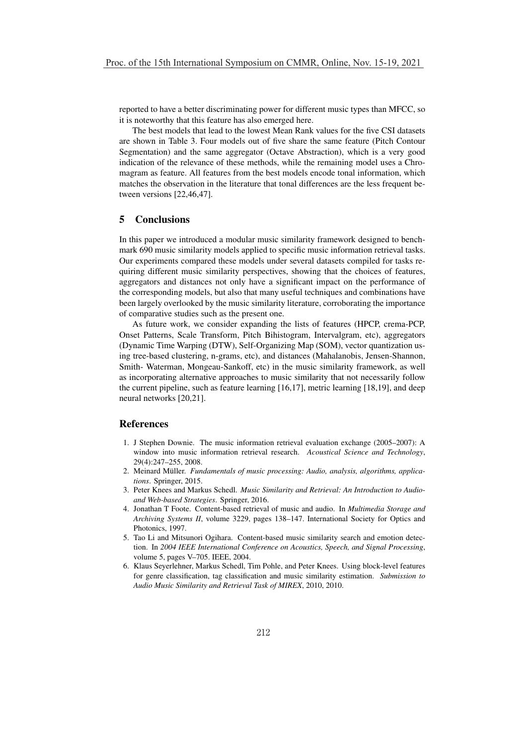reported to have a better discriminating power for different music types than MFCC, so it is noteworthy that this feature has also emerged here.

The best models that lead to the lowest Mean Rank values for the five CSI datasets are shown in Table 3. Four models out of five share the same feature (Pitch Contour Segmentation) and the same aggregator (Octave Abstraction), which is a very good indication of the relevance of these methods, while the remaining model uses a Chromagram as feature. All features from the best models encode tonal information, which matches the observation in the literature that tonal differences are the less frequent between versions [22,46,47].

## 5 Conclusions

In this paper we introduced a modular music similarity framework designed to benchmark 690 music similarity models applied to specific music information retrieval tasks. Our experiments compared these models under several datasets compiled for tasks requiring different music similarity perspectives, showing that the choices of features, aggregators and distances not only have a significant impact on the performance of the corresponding models, but also that many useful techniques and combinations have been largely overlooked by the music similarity literature, corroborating the importance of comparative studies such as the present one.

As future work, we consider expanding the lists of features (HPCP, crema-PCP, Onset Patterns, Scale Transform, Pitch Bihistogram, Intervalgram, etc), aggregators (Dynamic Time Warping (DTW), Self-Organizing Map (SOM), vector quantization using tree-based clustering, n-grams, etc), and distances (Mahalanobis, Jensen-Shannon, Smith- Waterman, Mongeau-Sankoff, etc) in the music similarity framework, as well as incorporating alternative approaches to music similarity that not necessarily follow the current pipeline, such as feature learning [16,17], metric learning [18,19], and deep neural networks [20,21].

## References

1. J Stephen Downie. The music information retrieval evaluation exchange (2005–2007): A window into music information retrieval research. *Acoustical Science and Technology*, 29(4):247–255, 2008.
2. Meinard Müller. *Fundamentals of music processing: Audio, analysis, algorithms, applications*. Springer, 2015.
3. Peter Knees and Markus Schedl. *Music Similarity and Retrieval: An Introduction to Audio- and Web-based Strategies*. Springer, 2016.
4. Jonathan T Foote. Content-based retrieval of music and audio. In *Multimedia Storage and Archiving Systems II*, volume 3229, pages 138–147. International Society for Optics and Photonics, 1997.
5. Tao Li and Mitsunori Ogihara. Content-based music similarity search and emotion detection. In *2004 IEEE International Conference on Acoustics, Speech, and Signal Processing*, volume 5, pages V–705. IEEE, 2004.
6. Klaus Seyerlehner, Markus Schedl, Tim Pohle, and Peter Knees. Using block-level features for genre classification, tag classification and music similarity estimation. *Submission to Audio Music Similarity and Retrieval Task of MIREX*, 2010, 2010.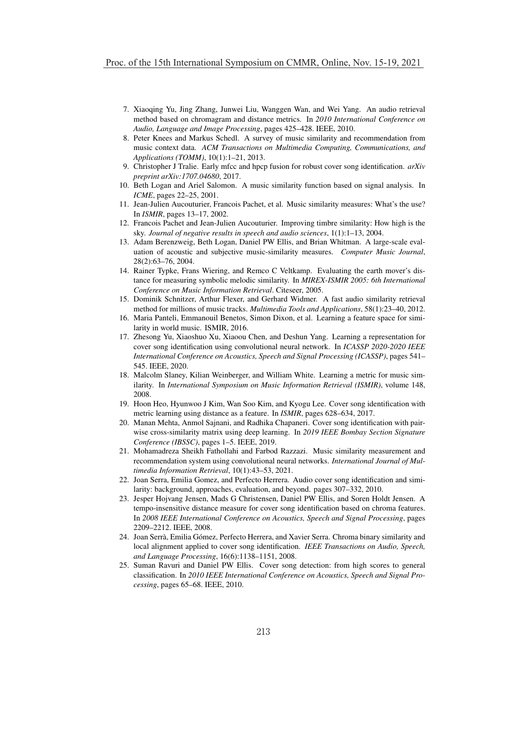7. Xiaoqing Yu, Jing Zhang, Junwei Liu, Wanggen Wan, and Wei Yang. An audio retrieval method based on chromagram and distance metrics. In *2010 International Conference on Audio, Language and Image Processing*, pages 425–428. IEEE, 2010.
8. Peter Knees and Markus Schedl. A survey of music similarity and recommendation from music context data. *ACM Transactions on Multimedia Computing, Communications, and Applications (TOMM)*, 10(1):1–21, 2013.
9. Christopher J Tralie. Early mfcc and hpcp fusion for robust cover song identification. *arXiv preprint arXiv:1707.04680*, 2017.
10. Beth Logan and Ariel Salomon. A music similarity function based on signal analysis. In *ICME*, pages 22–25, 2001.
11. Jean-Julien Aucouturier, Francois Pachet, et al. Music similarity measures: What's the use? In *ISMIR*, pages 13–17, 2002.
12. Francois Pachet and Jean-Julien Aucouturier. Improving timbre similarity: How high is the sky. *Journal of negative results in speech and audio sciences*, 1(1):1–13, 2004.
13. Adam Berenzweig, Beth Logan, Daniel PW Ellis, and Brian Whitman. A large-scale evaluation of acoustic and subjective music-similarity measures. *Computer Music Journal*, 28(2):63–76, 2004.
14. Rainer Typke, Frans Wiering, and Remco C Veltkamp. Evaluating the earth mover's distance for measuring symbolic melodic similarity. In *MIREX-ISMIR 2005: 6th International Conference on Music Information Retrieval*. Citeseer, 2005.
15. Dominik Schnitzer, Arthur Flexer, and Gerhard Widmer. A fast audio similarity retrieval method for millions of music tracks. *Multimedia Tools and Applications*, 58(1):23–40, 2012.
16. Maria Panteli, Emmanouil Benetos, Simon Dixon, et al. Learning a feature space for similarity in world music. ISMIR, 2016.
17. Zhesong Yu, Xiaoshuo Xu, Xiaoou Chen, and Deshun Yang. Learning a representation for cover song identification using convolutional neural network. In *ICASSP 2020-2020 IEEE International Conference on Acoustics, Speech and Signal Processing (ICASSP)*, pages 541–545. IEEE, 2020.
18. Malcolm Slaney, Kilian Weinberger, and William White. Learning a metric for music similarity. In *International Symposium on Music Information Retrieval (ISMIR)*, volume 148, 2008.
19. Hoon Heo, Hyunwoo J Kim, Wan Soo Kim, and Kyogu Lee. Cover song identification with metric learning using distance as a feature. In *ISMIR*, pages 628–634, 2017.
20. Manan Mehta, Anmol Sajnani, and Radhika Chapaneri. Cover song identification with pairwise cross-similarity matrix using deep learning. In *2019 IEEE Bombay Section Signature Conference (IBSSC)*, pages 1–5. IEEE, 2019.
21. Mohamadreza Sheikh Fathollahi and Farbod Razzazi. Music similarity measurement and recommendation system using convolutional neural networks. *International Journal of Multimedia Information Retrieval*, 10(1):43–53, 2021.
22. Joan Serra, Emilia Gomez, and Perfecto Herrera. Audio cover song identification and similarity: background, approaches, evaluation, and beyond. pages 307–332, 2010.
23. Jesper Hojvang Jensen, Mads G Christensen, Daniel PW Ellis, and Soren Holdt Jensen. A tempo-insensitive distance measure for cover song identification based on chroma features. In *2008 IEEE International Conference on Acoustics, Speech and Signal Processing*, pages 2209–2212. IEEE, 2008.
24. Joan Serrà, Emilia Gómez, Perfecto Herrera, and Xavier Serra. Chroma binary similarity and local alignment applied to cover song identification. *IEEE Transactions on Audio, Speech, and Language Processing*, 16(6):1138–1151, 2008.
25. Suman Ravuri and Daniel PW Ellis. Cover song detection: from high scores to general classification. In *2010 IEEE International Conference on Acoustics, Speech and Signal Processing*, pages 65–68. IEEE, 2010.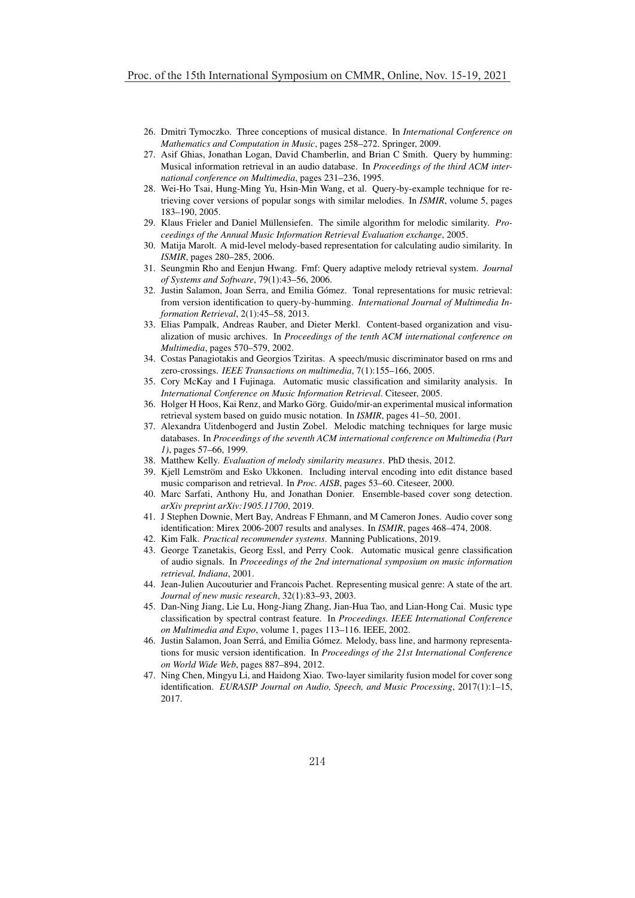26. Dmitri Tymoczko. Three conceptions of musical distance. In *International Conference on Mathematics and Computation in Music*, pages 258–272. Springer, 2009.
27. Asif Ghias, Jonathan Logan, David Chamberlin, and Brian C Smith. Query by humming: Musical information retrieval in an audio database. In *Proceedings of the third ACM international conference on Multimedia*, pages 231–236, 1995.
28. Wei-Ho Tsai, Hung-Ming Yu, Hsin-Min Wang, et al. Query-by-example technique for retrieving cover versions of popular songs with similar melodies. In *ISMIR*, volume 5, pages 183–190, 2005.
29. Klaus Frieler and Daniel Müllensiefen. The simile algorithm for melodic similarity. *Proceedings of the Annual Music Information Retrieval Evaluation exchange*, 2005.
30. Matija Marolt. A mid-level melody-based representation for calculating audio similarity. In *ISMIR*, pages 280–285, 2006.
31. Seungmin Rho and Eenjun Hwang. Fmf: Query adaptive melody retrieval system. *Journal of Systems and Software*, 79(1):43–56, 2006.
32. Justin Salamon, Joan Serra, and Emilia Gómez. Tonal representations for music retrieval: from version identification to query-by-humming. *International Journal of Multimedia Information Retrieval*, 2(1):45–58, 2013.
33. Elias Pampalk, Andreas Rauber, and Dieter Merkl. Content-based organization and visualization of music archives. In *Proceedings of the tenth ACM international conference on Multimedia*, pages 570–579, 2002.
34. Costas Panagiotakis and Georgios Tziritas. A speech/music discriminator based on rms and zero-crossings. *IEEE Transactions on multimedia*, 7(1):155–166, 2005.
35. Cory McKay and I Fujinaga. Automatic music classification and similarity analysis. In *International Conference on Music Information Retrieval*. Citeseer, 2005.
36. Holger H Hoos, Kai Renz, and Marko Görg. Guido/mir-an experimental musical information retrieval system based on guido music notation. In *ISMIR*, pages 41–50, 2001.
37. Alexandra Uitdenbogerd and Justin Zobel. Melodic matching techniques for large music databases. In *Proceedings of the seventh ACM international conference on Multimedia (Part 1)*, pages 57–66, 1999.
38. Matthew Kelly. *Evaluation of melody similarity measures*. PhD thesis, 2012.
39. Kjell Lemström and Esko Ukkonen. Including interval encoding into edit distance based music comparison and retrieval. In *Proc. AISB*, pages 53–60. Citeseer, 2000.
40. Marc Sarfati, Anthony Hu, and Jonathan Donier. Ensemble-based cover song detection. *arXiv preprint arXiv:1905.11700*, 2019.
41. J Stephen Downie, Mert Bay, Andreas F Ehmann, and M Cameron Jones. Audio cover song identification: Mirex 2006-2007 results and analyses. In *ISMIR*, pages 468–474, 2008.
42. Kim Falk. *Practical recommender systems*. Manning Publications, 2019.
43. George Tzanetakis, Georg Essl, and Perry Cook. Automatic musical genre classification of audio signals. In *Proceedings of the 2nd international symposium on music information retrieval, Indiana*, 2001.
44. Jean-Julien Aucouturier and Francois Pachet. Representing musical genre: A state of the art. *Journal of new music research*, 32(1):83–93, 2003.
45. Dan-Ning Jiang, Lie Lu, Hong-Jiang Zhang, Jian-Hua Tao, and Lian-Hong Cai. Music type classification by spectral contrast feature. In *Proceedings. IEEE International Conference on Multimedia and Expo*, volume 1, pages 113–116. IEEE, 2002.
46. Justin Salamon, Joan Serrá, and Emilia Gómez. Melody, bass line, and harmony representations for music version identification. In *Proceedings of the 21st International Conference on World Wide Web*, pages 887–894, 2012.
47. Ning Chen, Mingyu Li, and Haidong Xiao. Two-layer similarity fusion model for cover song identification. *EURASIP Journal on Audio, Speech, and Music Processing*, 2017(1):1–15, 2017.